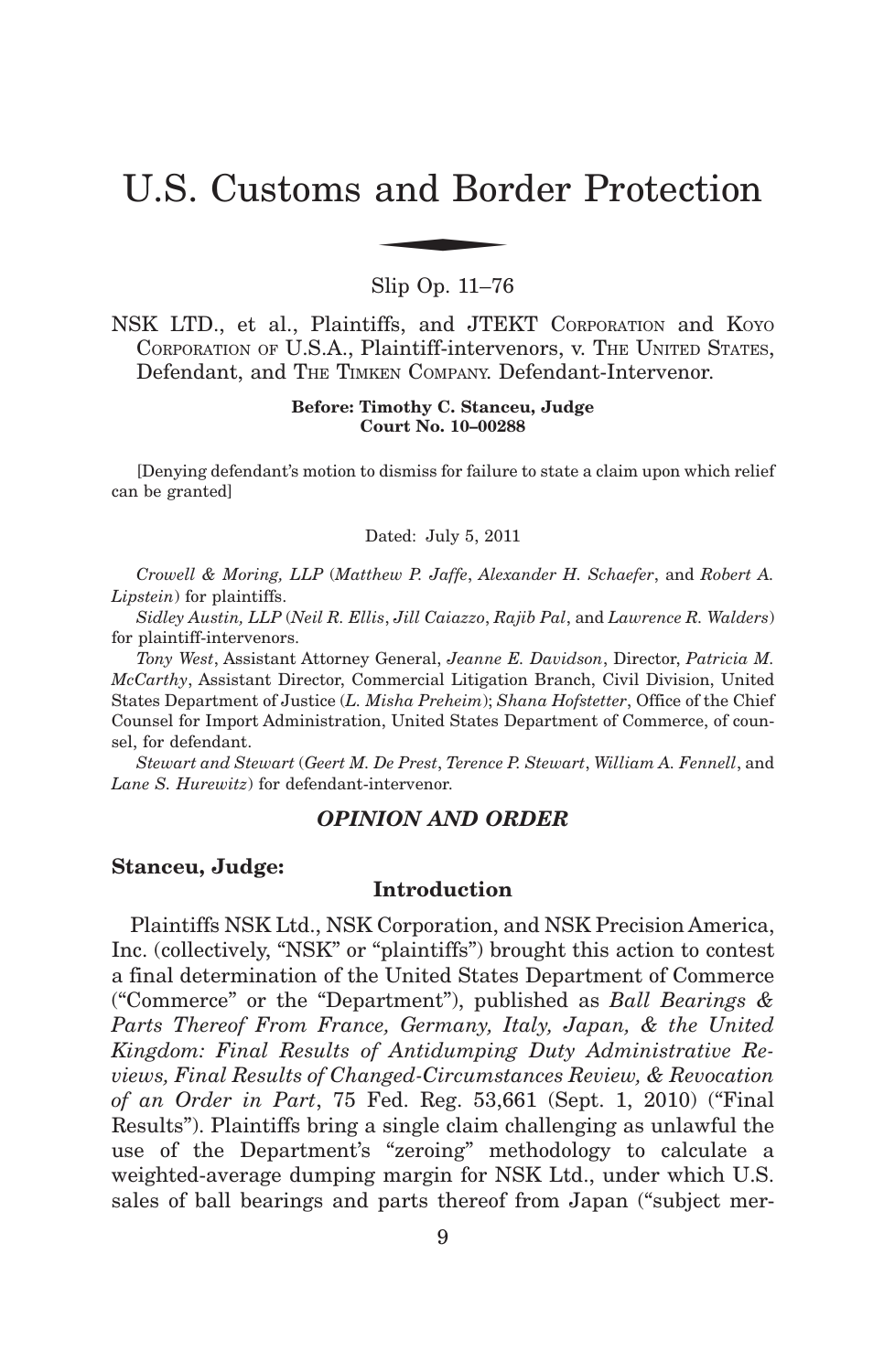# U.S. Customs and Border Protection

Slip Op. 11–76

NSK LTD., et al., Plaintiffs, and JTEKT CORPORATION and KOYO CORPORATION OF U.S.A., Plaintiff-intervenors, v. THE UNITED STATES, Defendant, and THE TIMKEN COMPANY. Defendant-Intervenor.

**Before: Timothy C. Stanceu, Judge**
**Court No. 10–00288**

[Denying defendant's motion to dismiss for failure to state a claim upon which relief can be granted]

Dated: July 5, 2011

*Crowell & Moring, LLP* (*Matthew P. Jaffe*, *Alexander H. Schaefer*, and *Robert A. Lipstein*) for plaintiffs.

*Sidley Austin, LLP* (*Neil R. Ellis*, *Jill Caiazzo*, *Rajib Pal*, and *Lawrence R. Walders*) for plaintiff-intervenors.

*Tony West*, Assistant Attorney General, *Jeanne E. Davidson*, Director, *Patricia M. McCarthy*, Assistant Director, Commercial Litigation Branch, Civil Division, United States Department of Justice (*L. Misha Preheim*); *Shana Hofstetter*, Office of the Chief Counsel for Import Administration, United States Department of Commerce, of counsel, for defendant.

*Stewart and Stewart* (*Geert M. De Prest*, *Terence P. Stewart*, *William A. Fennell*, and *Lane S. Hurewitz*) for defendant-intervenor.

## *OPINION AND ORDER*

**Stanceu, Judge:**

### Introduction

Plaintiffs NSK Ltd., NSK Corporation, and NSK Precision America, Inc. (collectively, "NSK" or "plaintiffs") brought this action to contest a final determination of the United States Department of Commerce ("Commerce" or the "Department"), published as *Ball Bearings & Parts Thereof From France, Germany, Italy, Japan, & the United Kingdom: Final Results of Antidumping Duty Administrative Reviews, Final Results of Changed-Circumstances Review, & Revocation of an Order in Part*, 75 Fed. Reg. 53,661 (Sept. 1, 2010) ("Final Results"). Plaintiffs bring a single claim challenging as unlawful the use of the Department's "zeroing" methodology to calculate a weighted-average dumping margin for NSK Ltd., under which U.S. sales of ball bearings and parts thereof from Japan ("subject mer-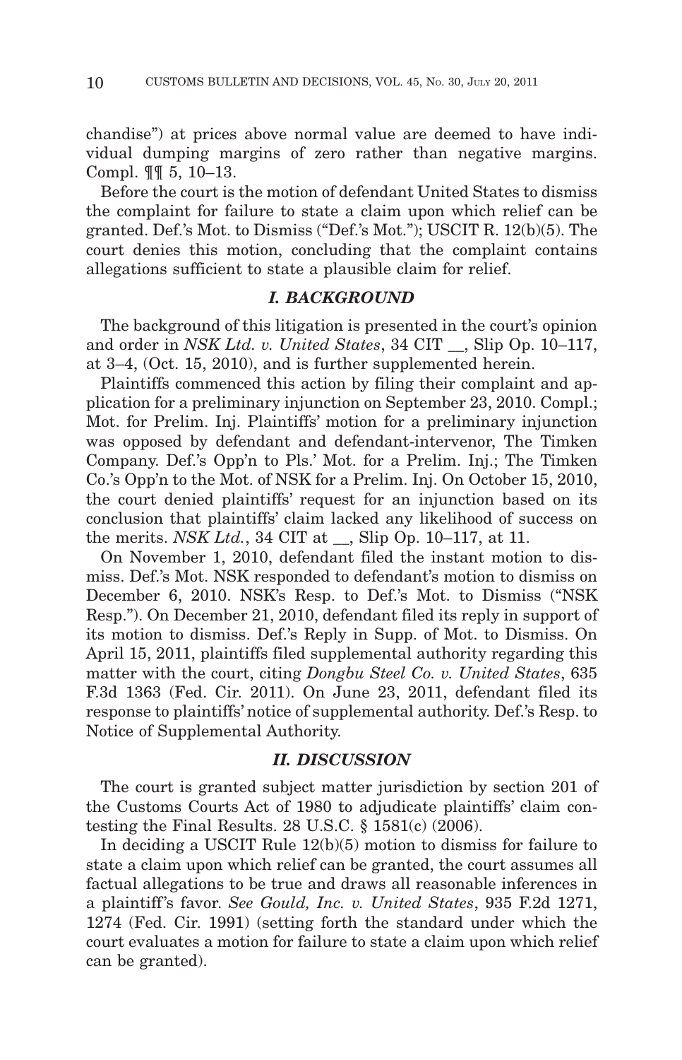chandise") at prices above normal value are deemed to have individual dumping margins of zero rather than negative margins. Compl. ¶¶ 5, 10–13.

Before the court is the motion of defendant United States to dismiss the complaint for failure to state a claim upon which relief can be granted. Def.'s Mot. to Dismiss ("Def.'s Mot."); USCIT R. 12(b)(5). The court denies this motion, concluding that the complaint contains allegations sufficient to state a plausible claim for relief.

## *I. BACKGROUND*

The background of this litigation is presented in the court's opinion and order in *NSK Ltd. v. United States*, 34 CIT __, Slip Op. 10–117, at 3–4, (Oct. 15, 2010), and is further supplemented herein.

Plaintiffs commenced this action by filing their complaint and application for a preliminary injunction on September 23, 2010. Compl.; Mot. for Prelim. Inj. Plaintiffs' motion for a preliminary injunction was opposed by defendant and defendant-intervenor, The Timken Company. Def.'s Opp'n to Pls.' Mot. for a Prelim. Inj.; The Timken Co.'s Opp'n to the Mot. of NSK for a Prelim. Inj. On October 15, 2010, the court denied plaintiffs' request for an injunction based on its conclusion that plaintiffs' claim lacked any likelihood of success on the merits. *NSK Ltd.*, 34 CIT at __, Slip Op. 10–117, at 11.

On November 1, 2010, defendant filed the instant motion to dismiss. Def.'s Mot. NSK responded to defendant's motion to dismiss on December 6, 2010. NSK's Resp. to Def.'s Mot. to Dismiss ("NSK Resp."). On December 21, 2010, defendant filed its reply in support of its motion to dismiss. Def.'s Reply in Supp. of Mot. to Dismiss. On April 15, 2011, plaintiffs filed supplemental authority regarding this matter with the court, citing *Dongbu Steel Co. v. United States*, 635 F.3d 1363 (Fed. Cir. 2011). On June 23, 2011, defendant filed its response to plaintiffs' notice of supplemental authority. Def.'s Resp. to Notice of Supplemental Authority.

## *II. DISCUSSION*

The court is granted subject matter jurisdiction by section 201 of the Customs Courts Act of 1980 to adjudicate plaintiffs' claim contesting the Final Results. 28 U.S.C. § 1581(c) (2006).

In deciding a USCIT Rule 12(b)(5) motion to dismiss for failure to state a claim upon which relief can be granted, the court assumes all factual allegations to be true and draws all reasonable inferences in a plaintiff's favor. *See Gould, Inc. v. United States*, 935 F.2d 1271, 1274 (Fed. Cir. 1991) (setting forth the standard under which the court evaluates a motion for failure to state a claim upon which relief can be granted).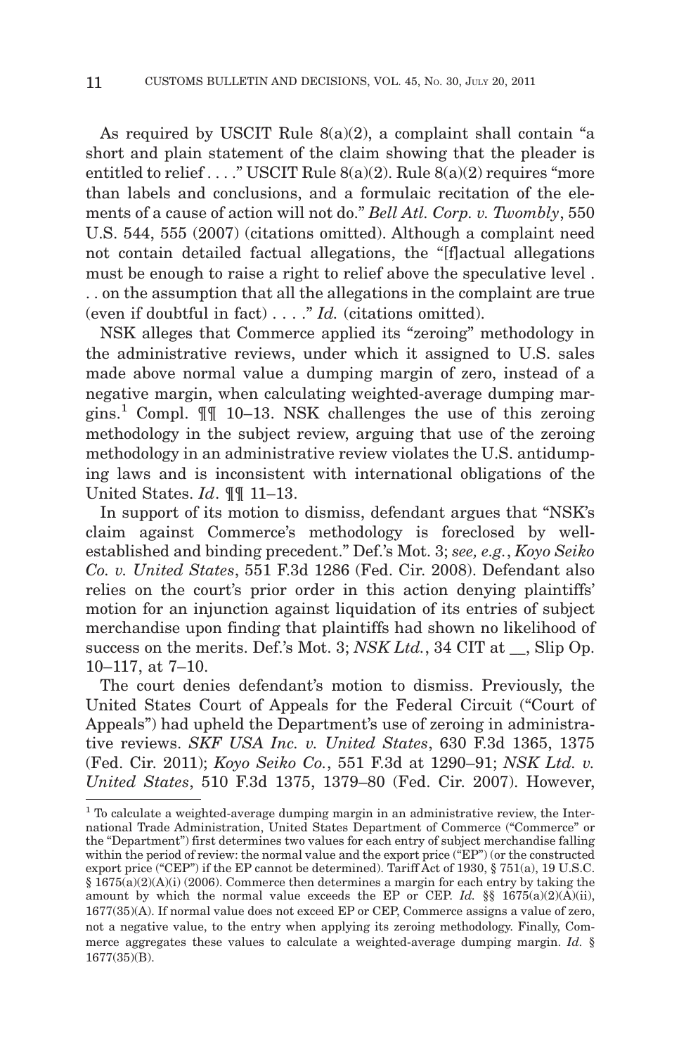As required by USCIT Rule 8(a)(2), a complaint shall contain "a short and plain statement of the claim showing that the pleader is entitled to relief . . . ." USCIT Rule 8(a)(2). Rule 8(a)(2) requires "more than labels and conclusions, and a formulaic recitation of the elements of a cause of action will not do." *Bell Atl. Corp. v. Twombly*, 550 U.S. 544, 555 (2007) (citations omitted). Although a complaint need not contain detailed factual allegations, the "[f]actual allegations must be enough to raise a right to relief above the speculative level . . . on the assumption that all the allegations in the complaint are true (even if doubtful in fact) . . . ." *Id.* (citations omitted).

NSK alleges that Commerce applied its "zeroing" methodology in the administrative reviews, under which it assigned to U.S. sales made above normal value a dumping margin of zero, instead of a negative margin, when calculating weighted-average dumping margins.[1] Compl. ¶¶ 10–13. NSK challenges the use of this zeroing methodology in the subject review, arguing that use of the zeroing methodology in an administrative review violates the U.S. antidumping laws and is inconsistent with international obligations of the United States. *Id*. ¶¶ 11–13.

In support of its motion to dismiss, defendant argues that "NSK's claim against Commerce's methodology is foreclosed by well-established and binding precedent." Def.'s Mot. 3; *see, e.g.*, *Koyo Seiko Co. v. United States*, 551 F.3d 1286 (Fed. Cir. 2008). Defendant also relies on the court's prior order in this action denying plaintiffs' motion for an injunction against liquidation of its entries of subject merchandise upon finding that plaintiffs had shown no likelihood of success on the merits. Def.'s Mot. 3; *NSK Ltd.*, 34 CIT at __, Slip Op. 10–117, at 7–10.

The court denies defendant's motion to dismiss. Previously, the United States Court of Appeals for the Federal Circuit ("Court of Appeals") had upheld the Department's use of zeroing in administrative reviews. *SKF USA Inc. v. United States*, 630 F.3d 1365, 1375 (Fed. Cir. 2011); *Koyo Seiko Co.*, 551 F.3d at 1290–91; *NSK Ltd. v. United States*, 510 F.3d 1375, 1379–80 (Fed. Cir. 2007). However,

---

[1] To calculate a weighted-average dumping margin in an administrative review, the International Trade Administration, United States Department of Commerce ("Commerce" or the "Department") first determines two values for each entry of subject merchandise falling within the period of review: the normal value and the export price ("EP") (or the constructed export price ("CEP") if the EP cannot be determined). Tariff Act of 1930, § 751(a), 19 U.S.C. § 1675(a)(2)(A)(i) (2006). Commerce then determines a margin for each entry by taking the amount by which the normal value exceeds the EP or CEP. *Id.* §§ 1675(a)(2)(A)(ii), 1677(35)(A). If normal value does not exceed EP or CEP, Commerce assigns a value of zero, not a negative value, to the entry when applying its zeroing methodology. Finally, Commerce aggregates these values to calculate a weighted-average dumping margin. *Id.* § 1677(35)(B).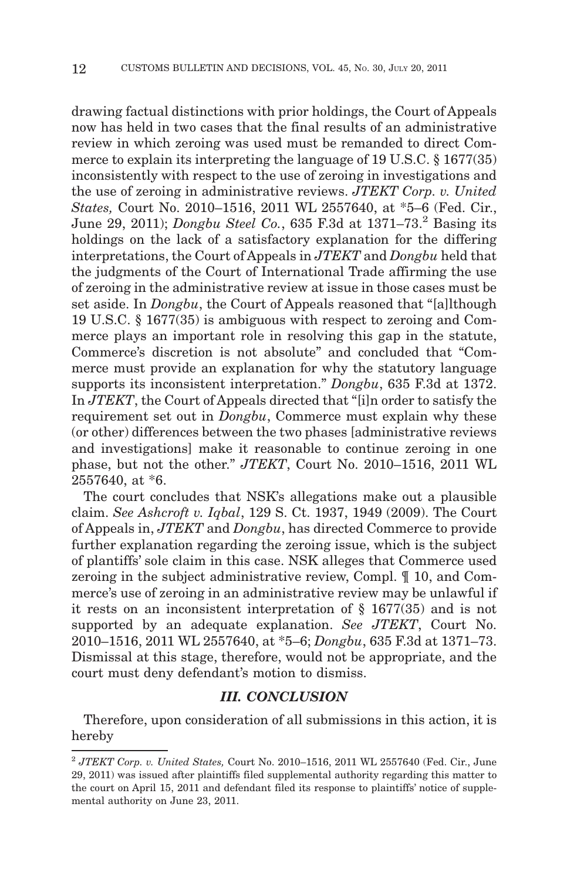drawing factual distinctions with prior holdings, the Court of Appeals now has held in two cases that the final results of an administrative review in which zeroing was used must be remanded to direct Commerce to explain its interpreting the language of 19 U.S.C. § 1677(35) inconsistently with respect to the use of zeroing in investigations and the use of zeroing in administrative reviews. *JTEKT Corp. v. United States,* Court No. 2010–1516, 2011 WL 2557640, at *5–6 (Fed. Cir., June 29, 2011); *Dongbu Steel Co.*, 635 F.3d at 1371–73.[2] Basing its holdings on the lack of a satisfactory explanation for the differing interpretations, the Court of Appeals in *JTEKT* and *Dongbu* held that the judgments of the Court of International Trade affirming the use of zeroing in the administrative review at issue in those cases must be set aside. In *Dongbu*, the Court of Appeals reasoned that "[a]lthough 19 U.S.C. § 1677(35) is ambiguous with respect to zeroing and Commerce plays an important role in resolving this gap in the statute, Commerce's discretion is not absolute" and concluded that "Commerce must provide an explanation for why the statutory language supports its inconsistent interpretation." *Dongbu*, 635 F.3d at 1372. In *JTEKT*, the Court of Appeals directed that "[i]n order to satisfy the requirement set out in *Dongbu*, Commerce must explain why these (or other) differences between the two phases [administrative reviews and investigations] make it reasonable to continue zeroing in one phase, but not the other." *JTEKT*, Court No. 2010–1516, 2011 WL 2557640, at *6.

The court concludes that NSK's allegations make out a plausible claim. *See Ashcroft v. Iqbal*, 129 S. Ct. 1937, 1949 (2009). The Court of Appeals in, *JTEKT* and *Dongbu*, has directed Commerce to provide further explanation regarding the zeroing issue, which is the subject of plantiffs' sole claim in this case. NSK alleges that Commerce used zeroing in the subject administrative review, Compl. ¶ 10, and Commerce's use of zeroing in an administrative review may be unlawful if it rests on an inconsistent interpretation of § 1677(35) and is not supported by an adequate explanation. *See JTEKT*, Court No. 2010–1516, 2011 WL 2557640, at *5–6; *Dongbu*, 635 F.3d at 1371–73. Dismissal at this stage, therefore, would not be appropriate, and the court must deny defendant's motion to dismiss.

## *III. CONCLUSION*

Therefore, upon consideration of all submissions in this action, it is hereby

---

[2] *JTEKT Corp. v. United States,* Court No. 2010–1516, 2011 WL 2557640 (Fed. Cir., June 29, 2011) was issued after plaintiffs filed supplemental authority regarding this matter to the court on April 15, 2011 and defendant filed its response to plaintiffs' notice of supplemental authority on June 23, 2011.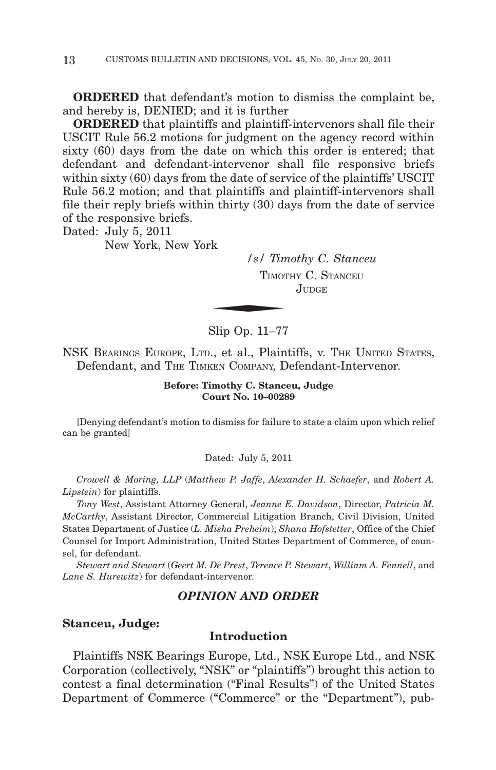**ORDERED** that defendant's motion to dismiss the complaint be, and hereby is, DENIED; and it is further

**ORDERED** that plaintiffs and plaintiff-intervenors shall file their USCIT Rule 56.2 motions for judgment on the agency record within sixty (60) days from the date on which this order is entered; that defendant and defendant-intervenor shall file responsive briefs within sixty (60) days from the date of service of the plaintiffs' USCIT Rule 56.2 motion; and that plaintiffs and plaintiff-intervenors shall file their reply briefs within thirty (30) days from the date of service of the responsive briefs.

Dated: July 5, 2011
New York, New York

/s/ *Timothy C. Stanceu*
TIMOTHY C. STANCEU
JUDGE

---

Slip Op. 11–77

NSK BEARINGS EUROPE, LTD., et al., Plaintiffs, v. THE UNITED STATES, Defendant, and THE TIMKEN COMPANY, Defendant-Intervenor.

**Before: Timothy C. Stanceu, Judge**
**Court No. 10–00289**

[Denying defendant's motion to dismiss for failure to state a claim upon which relief can be granted]

Dated: July 5, 2011

*Crowell & Moring, LLP* (*Matthew P. Jaffe*, *Alexander H. Schaefer*, and *Robert A. Lipstein*) for plaintiffs.

*Tony West*, Assistant Attorney General, *Jeanne E. Davidson*, Director, *Patricia M. McCarthy*, Assistant Director, Commercial Litigation Branch, Civil Division, United States Department of Justice (*L. Misha Preheim*); *Shana Hofstetter*, Office of the Chief Counsel for Import Administration, United States Department of Commerce, of counsel, for defendant.

*Stewart and Stewart* (*Geert M. De Prest*, *Terence P. Stewart*, *William A. Fennell*, and *Lane S. Hurewitz*) for defendant-intervenor.

## *OPINION AND ORDER*

**Stanceu, Judge:**

### Introduction

Plaintiffs NSK Bearings Europe, Ltd., NSK Europe Ltd., and NSK Corporation (collectively, "NSK" or "plaintiffs") brought this action to contest a final determination ("Final Results") of the United States Department of Commerce ("Commerce" or the "Department"), pub-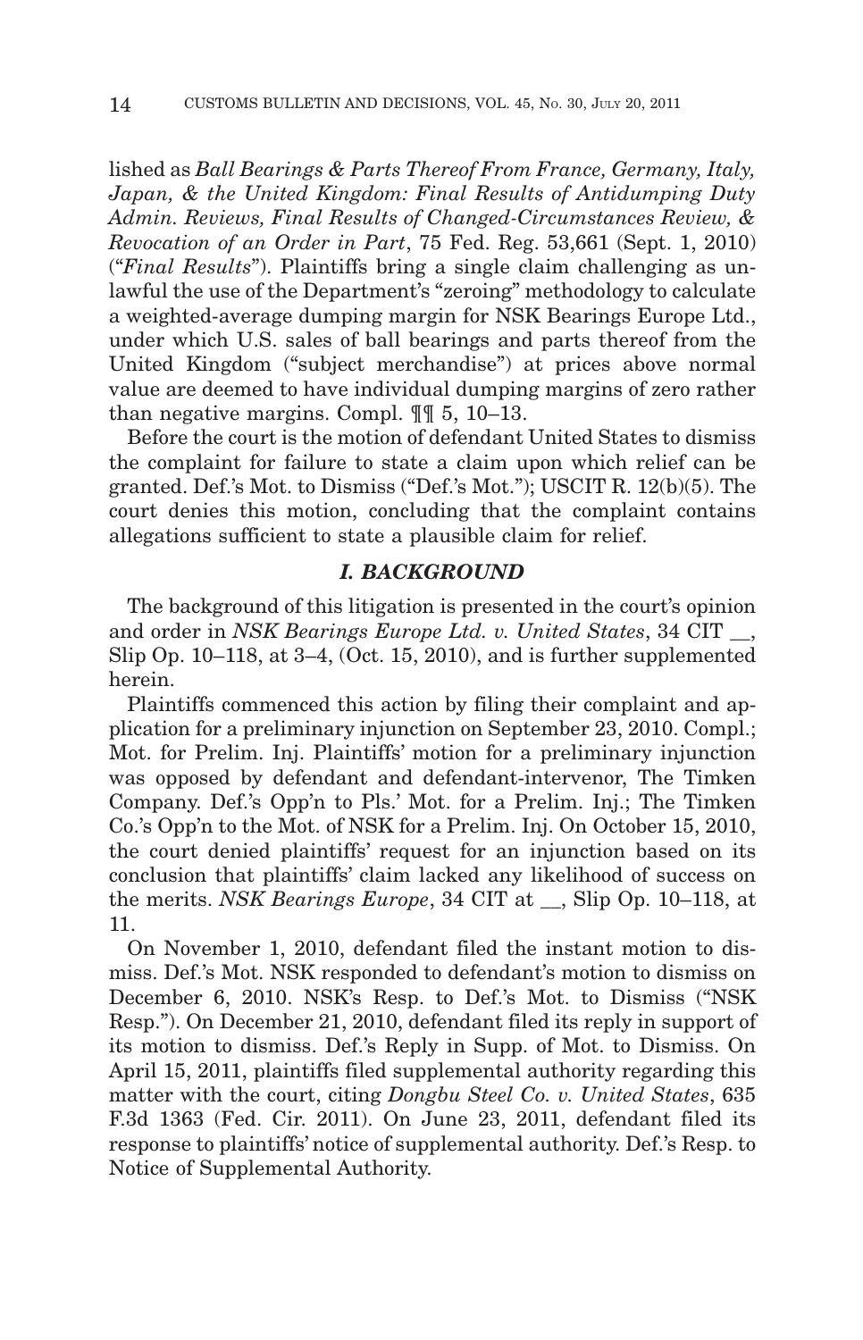lished as *Ball Bearings & Parts Thereof From France, Germany, Italy, Japan, & the United Kingdom: Final Results of Antidumping Duty Admin. Reviews, Final Results of Changed-Circumstances Review, & Revocation of an Order in Part*, 75 Fed. Reg. 53,661 (Sept. 1, 2010) ("*Final Results*"). Plaintiffs bring a single claim challenging as unlawful the use of the Department's "zeroing" methodology to calculate a weighted-average dumping margin for NSK Bearings Europe Ltd., under which U.S. sales of ball bearings and parts thereof from the United Kingdom ("subject merchandise") at prices above normal value are deemed to have individual dumping margins of zero rather than negative margins. Compl. ¶¶ 5, 10–13.

Before the court is the motion of defendant United States to dismiss the complaint for failure to state a claim upon which relief can be granted. Def.'s Mot. to Dismiss ("Def.'s Mot."); USCIT R. 12(b)(5). The court denies this motion, concluding that the complaint contains allegations sufficient to state a plausible claim for relief.

## *I. BACKGROUND*

The background of this litigation is presented in the court's opinion and order in *NSK Bearings Europe Ltd. v. United States*, 34 CIT __, Slip Op. 10–118, at 3–4, (Oct. 15, 2010), and is further supplemented herein.

Plaintiffs commenced this action by filing their complaint and application for a preliminary injunction on September 23, 2010. Compl.; Mot. for Prelim. Inj. Plaintiffs' motion for a preliminary injunction was opposed by defendant and defendant-intervenor, The Timken Company. Def.'s Opp'n to Pls.' Mot. for a Prelim. Inj.; The Timken Co.'s Opp'n to the Mot. of NSK for a Prelim. Inj. On October 15, 2010, the court denied plaintiffs' request for an injunction based on its conclusion that plaintiffs' claim lacked any likelihood of success on the merits. *NSK Bearings Europe*, 34 CIT at __, Slip Op. 10–118, at 11.

On November 1, 2010, defendant filed the instant motion to dismiss. Def.'s Mot. NSK responded to defendant's motion to dismiss on December 6, 2010. NSK's Resp. to Def.'s Mot. to Dismiss ("NSK Resp."). On December 21, 2010, defendant filed its reply in support of its motion to dismiss. Def.'s Reply in Supp. of Mot. to Dismiss. On April 15, 2011, plaintiffs filed supplemental authority regarding this matter with the court, citing *Dongbu Steel Co. v. United States*, 635 F.3d 1363 (Fed. Cir. 2011). On June 23, 2011, defendant filed its response to plaintiffs' notice of supplemental authority. Def.'s Resp. to Notice of Supplemental Authority.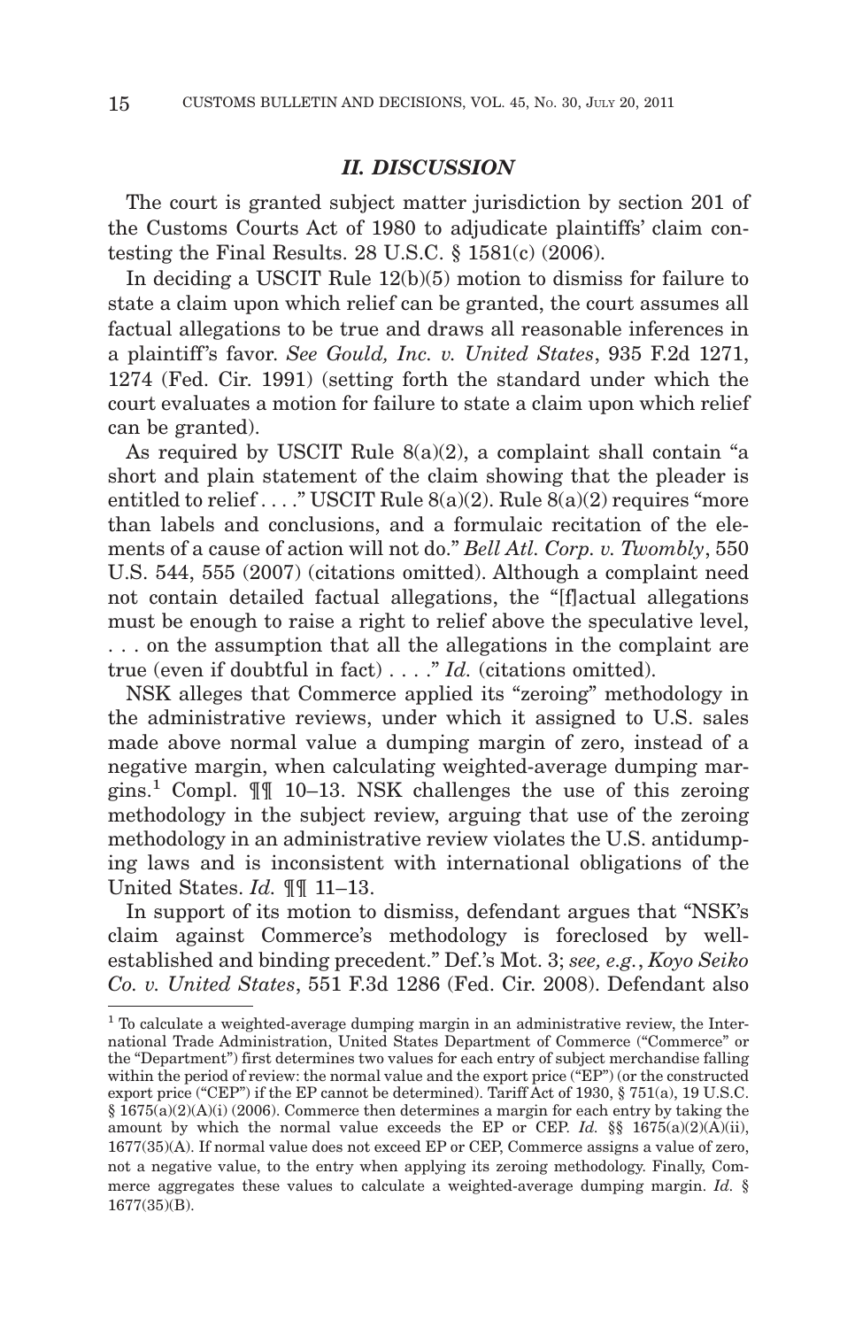## *II. DISCUSSION*

The court is granted subject matter jurisdiction by section 201 of the Customs Courts Act of 1980 to adjudicate plaintiffs' claim contesting the Final Results. 28 U.S.C. § 1581(c) (2006).

In deciding a USCIT Rule 12(b)(5) motion to dismiss for failure to state a claim upon which relief can be granted, the court assumes all factual allegations to be true and draws all reasonable inferences in a plaintiff's favor. *See Gould, Inc. v. United States*, 935 F.2d 1271, 1274 (Fed. Cir. 1991) (setting forth the standard under which the court evaluates a motion for failure to state a claim upon which relief can be granted).

As required by USCIT Rule 8(a)(2), a complaint shall contain "a short and plain statement of the claim showing that the pleader is entitled to relief . . . ." USCIT Rule 8(a)(2). Rule 8(a)(2) requires "more than labels and conclusions, and a formulaic recitation of the elements of a cause of action will not do." *Bell Atl. Corp. v. Twombly*, 550 U.S. 544, 555 (2007) (citations omitted). Although a complaint need not contain detailed factual allegations, the "[f]actual allegations must be enough to raise a right to relief above the speculative level, . . . on the assumption that all the allegations in the complaint are true (even if doubtful in fact) . . . ." *Id.* (citations omitted).

NSK alleges that Commerce applied its "zeroing" methodology in the administrative reviews, under which it assigned to U.S. sales made above normal value a dumping margin of zero, instead of a negative margin, when calculating weighted-average dumping margins.[1] Compl. ¶¶ 10–13. NSK challenges the use of this zeroing methodology in the subject review, arguing that use of the zeroing methodology in an administrative review violates the U.S. antidumping laws and is inconsistent with international obligations of the United States. *Id.* ¶¶ 11–13.

In support of its motion to dismiss, defendant argues that "NSK's claim against Commerce's methodology is foreclosed by well-established and binding precedent." Def.'s Mot. 3; *see, e.g.*, *Koyo Seiko Co. v. United States*, 551 F.3d 1286 (Fed. Cir. 2008). Defendant also

---

[1] To calculate a weighted-average dumping margin in an administrative review, the International Trade Administration, United States Department of Commerce ("Commerce" or the "Department") first determines two values for each entry of subject merchandise falling within the period of review: the normal value and the export price ("EP") (or the constructed export price ("CEP") if the EP cannot be determined). Tariff Act of 1930, § 751(a), 19 U.S.C. § 1675(a)(2)(A)(i) (2006). Commerce then determines a margin for each entry by taking the amount by which the normal value exceeds the EP or CEP. *Id.* §§ 1675(a)(2)(A)(ii), 1677(35)(A). If normal value does not exceed EP or CEP, Commerce assigns a value of zero, not a negative value, to the entry when applying its zeroing methodology. Finally, Commerce aggregates these values to calculate a weighted-average dumping margin. *Id.* § 1677(35)(B).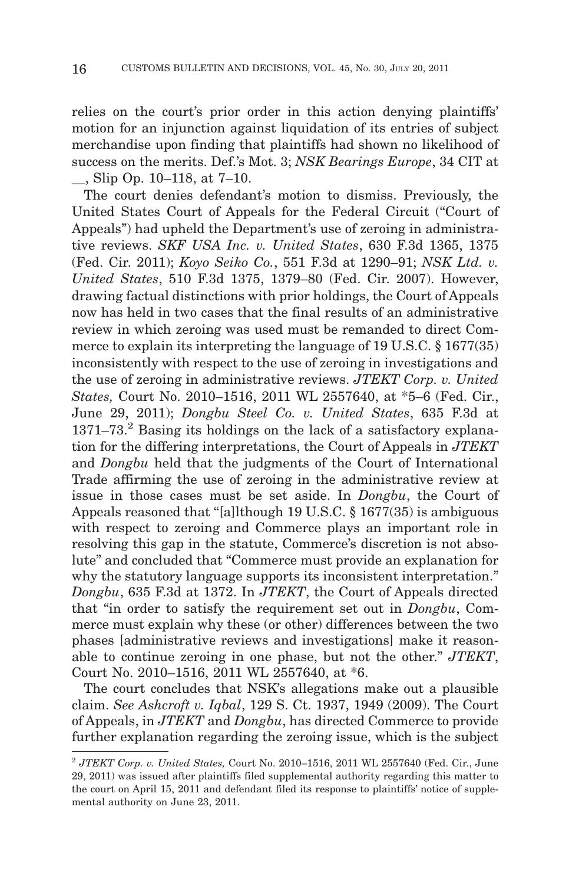relies on the court's prior order in this action denying plaintiffs' motion for an injunction against liquidation of its entries of subject merchandise upon finding that plaintiffs had shown no likelihood of success on the merits. Def.'s Mot. 3; *NSK Bearings Europe*, 34 CIT at __, Slip Op. 10–118, at 7–10.

The court denies defendant's motion to dismiss. Previously, the United States Court of Appeals for the Federal Circuit ("Court of Appeals") had upheld the Department's use of zeroing in administrative reviews. *SKF USA Inc. v. United States*, 630 F.3d 1365, 1375 (Fed. Cir. 2011); *Koyo Seiko Co.*, 551 F.3d at 1290–91; *NSK Ltd. v. United States*, 510 F.3d 1375, 1379–80 (Fed. Cir. 2007). However, drawing factual distinctions with prior holdings, the Court of Appeals now has held in two cases that the final results of an administrative review in which zeroing was used must be remanded to direct Commerce to explain its interpreting the language of 19 U.S.C. § 1677(35) inconsistently with respect to the use of zeroing in investigations and the use of zeroing in administrative reviews. *JTEKT Corp. v. United States,* Court No. 2010–1516, 2011 WL 2557640, at *5–6 (Fed. Cir., June 29, 2011); *Dongbu Steel Co. v. United States*, 635 F.3d at 1371–73.[2] Basing its holdings on the lack of a satisfactory explanation for the differing interpretations, the Court of Appeals in *JTEKT* and *Dongbu* held that the judgments of the Court of International Trade affirming the use of zeroing in the administrative review at issue in those cases must be set aside. In *Dongbu*, the Court of Appeals reasoned that "[a]lthough 19 U.S.C. § 1677(35) is ambiguous with respect to zeroing and Commerce plays an important role in resolving this gap in the statute, Commerce's discretion is not absolute" and concluded that "Commerce must provide an explanation for why the statutory language supports its inconsistent interpretation." *Dongbu*, 635 F.3d at 1372. In *JTEKT*, the Court of Appeals directed that "in order to satisfy the requirement set out in *Dongbu*, Commerce must explain why these (or other) differences between the two phases [administrative reviews and investigations] make it reasonable to continue zeroing in one phase, but not the other." *JTEKT*, Court No. 2010–1516, 2011 WL 2557640, at *6.

The court concludes that NSK's allegations make out a plausible claim. *See Ashcroft v. Iqbal*, 129 S. Ct. 1937, 1949 (2009). The Court of Appeals, in *JTEKT* and *Dongbu*, has directed Commerce to provide further explanation regarding the zeroing issue, which is the subject

[2] *JTEKT Corp. v. United States,* Court No. 2010–1516, 2011 WL 2557640 (Fed. Cir., June 29, 2011) was issued after plaintiffs filed supplemental authority regarding this matter to the court on April 15, 2011 and defendant filed its response to plaintiffs' notice of supplemental authority on June 23, 2011.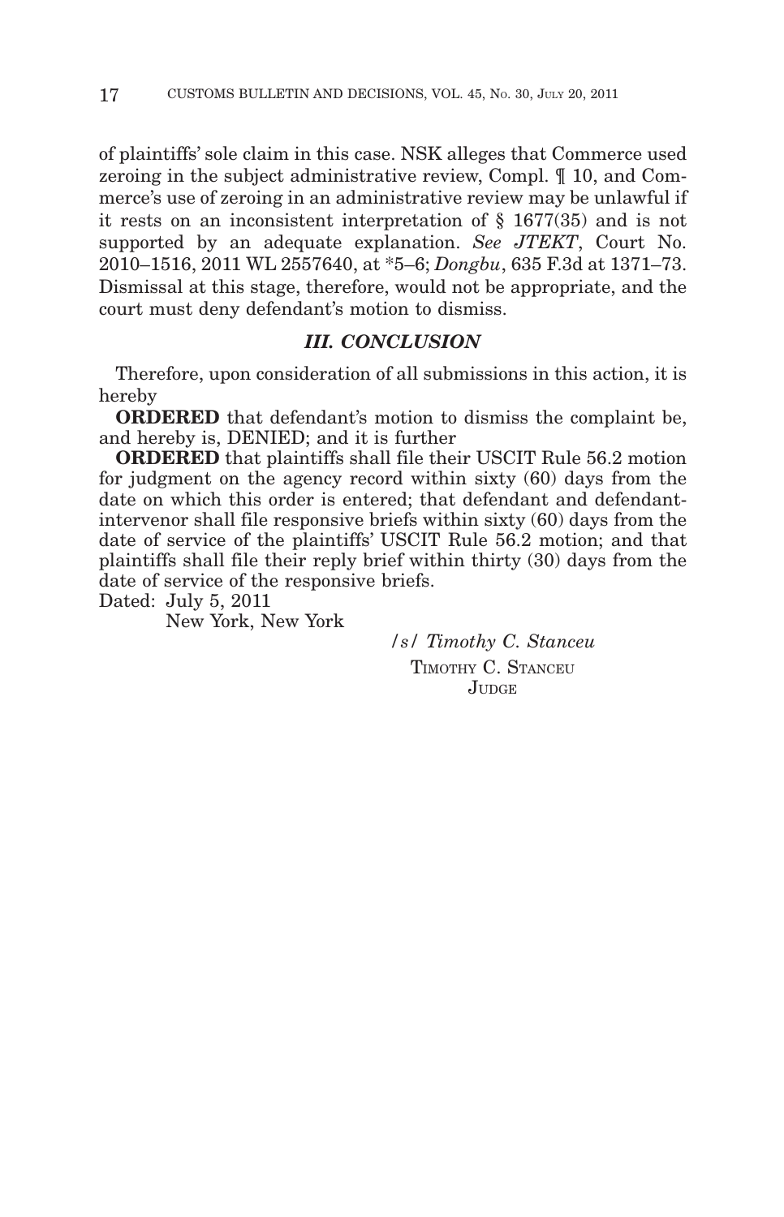of plaintiffs' sole claim in this case. NSK alleges that Commerce used zeroing in the subject administrative review, Compl. ¶ 10, and Commerce's use of zeroing in an administrative review may be unlawful if it rests on an inconsistent interpretation of § 1677(35) and is not supported by an adequate explanation. *See JTEKT*, Court No. 2010–1516, 2011 WL 2557640, at *5–6; *Dongbu*, 635 F.3d at 1371–73. Dismissal at this stage, therefore, would not be appropriate, and the court must deny defendant's motion to dismiss.

### *III. CONCLUSION*

Therefore, upon consideration of all submissions in this action, it is hereby

**ORDERED** that defendant's motion to dismiss the complaint be, and hereby is, DENIED; and it is further

**ORDERED** that plaintiffs shall file their USCIT Rule 56.2 motion for judgment on the agency record within sixty (60) days from the date on which this order is entered; that defendant and defendant-intervenor shall file responsive briefs within sixty (60) days from the date of service of the plaintiffs' USCIT Rule 56.2 motion; and that plaintiffs shall file their reply brief within thirty (30) days from the date of service of the responsive briefs.

Dated: July 5, 2011
New York, New York

/s/ *Timothy C. Stanceu*
TIMOTHY C. STANCEU
JUDGE